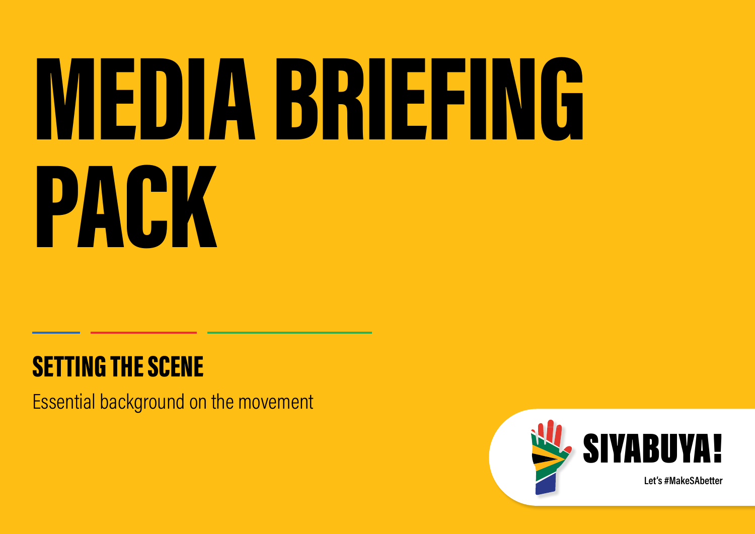# MEDIA BRIEFING PACK

## SETTING THE SCENE

Essential background on the movement

SIYABUYA!

Let's #MakeSAbetter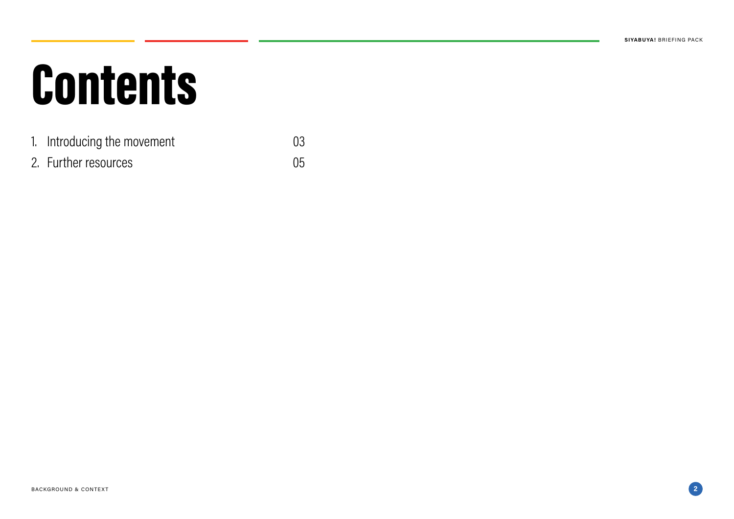# Contents

| | | |
|---|---|---|
| 1. | Introducing the movement | 03 |
| 2. | Further resources | 05 |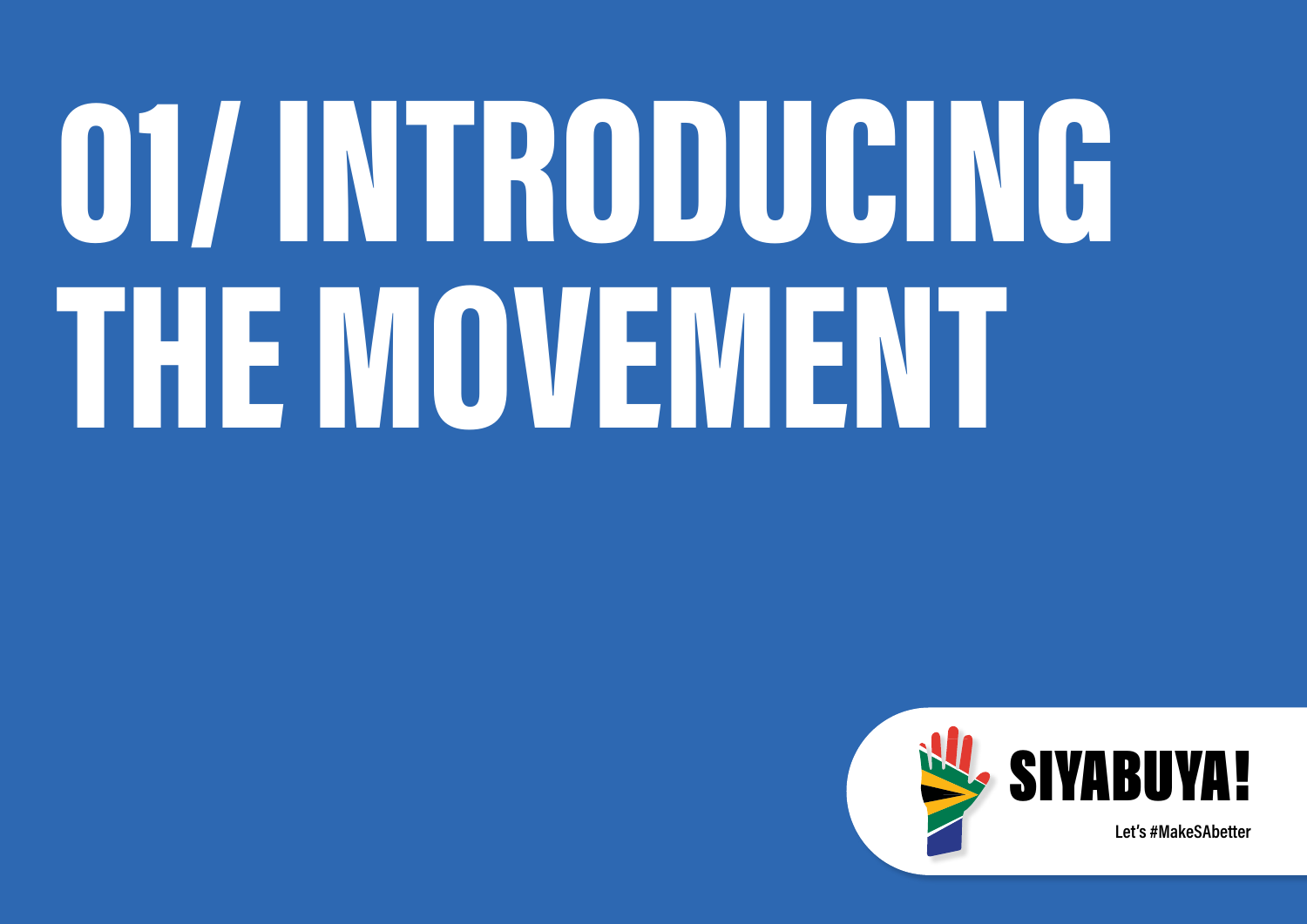# 01/ INTRODUCING THE MOVEMENT

SIYABUYA!

Let's #MakeSAbetter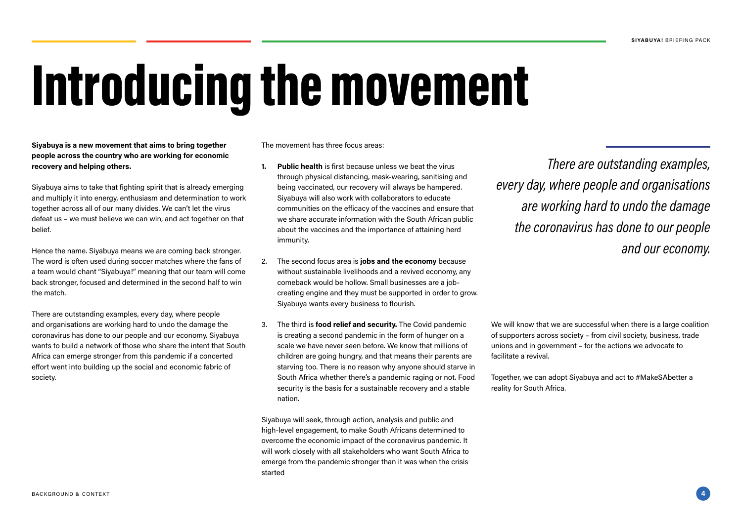# Introducing the movement

**Siyabuya is a new movement that aims to bring together people across the country who are working for economic recovery and helping others.**

Siyabuya aims to take that fighting spirit that is already emerging and multiply it into energy, enthusiasm and determination to work together across all of our many divides. We can't let the virus defeat us – we must believe we can win, and act together on that belief.

Hence the name. Siyabuya means we are coming back stronger. The word is often used during soccer matches where the fans of a team would chant "Siyabuya!" meaning that our team will come back stronger, focused and determined in the second half to win the match.

There are outstanding examples, every day, where people and organisations has done are working hard to undo the damage the coronavirus has done to our people and our economy. Siyabuya wants to build a network of those who share the intent that South Africa can emerge stronger from this pandemic if a concerted effort went into building up the social and economic fabric of society.

The movement has three focus areas:

1. **Public health** is first because unless we beat the virus through physical distancing, mask-wearing, sanitising and being vaccinated, our recovery will always be hampered. Siyabuya will also work with collaborators to educate communities on the efficacy of the vaccines and ensure that we share accurate information with the South African public about the vaccines and the importance of attaining herd immunity.
2. The second focus area is **jobs and the economy** because without sustainable livelihoods and a revived economy, any comeback would be hollow. Small businesses are a job-creating engine and they must be supported in order to grow. Siyabuya wants every business to flourish.
3. The third is **food relief and security.** The Covid pandemic is creating a second pandemic in the form of hunger on a scale we have never seen before. We know that millions of children are going hungry, and that means their parents are starving too. There is no reason why anyone should starve in South Africa whether there's a pandemic raging or not. Food security is the basis for a sustainable recovery and a stable nation.

Siyabuya will seek, through action, analysis and public and high-level engagement, to make South Africans determined to overcome the economic impact of the coronavirus pandemic. It will work closely with all stakeholders who want South Africa to emerge from the pandemic stronger than it was when the crisis started

*There are outstanding examples, every day, where people and organisations are working hard to undo the damage the coronavirus has done to our people and our economy.*

We will know that we are successful when there is a large coalition of supporters across society – from civil society, business, trade unions and in government – for the actions we advocate to facilitate a revival.

Together, we can adopt Siyabuya and act to #MakeSAbetter a reality for South Africa.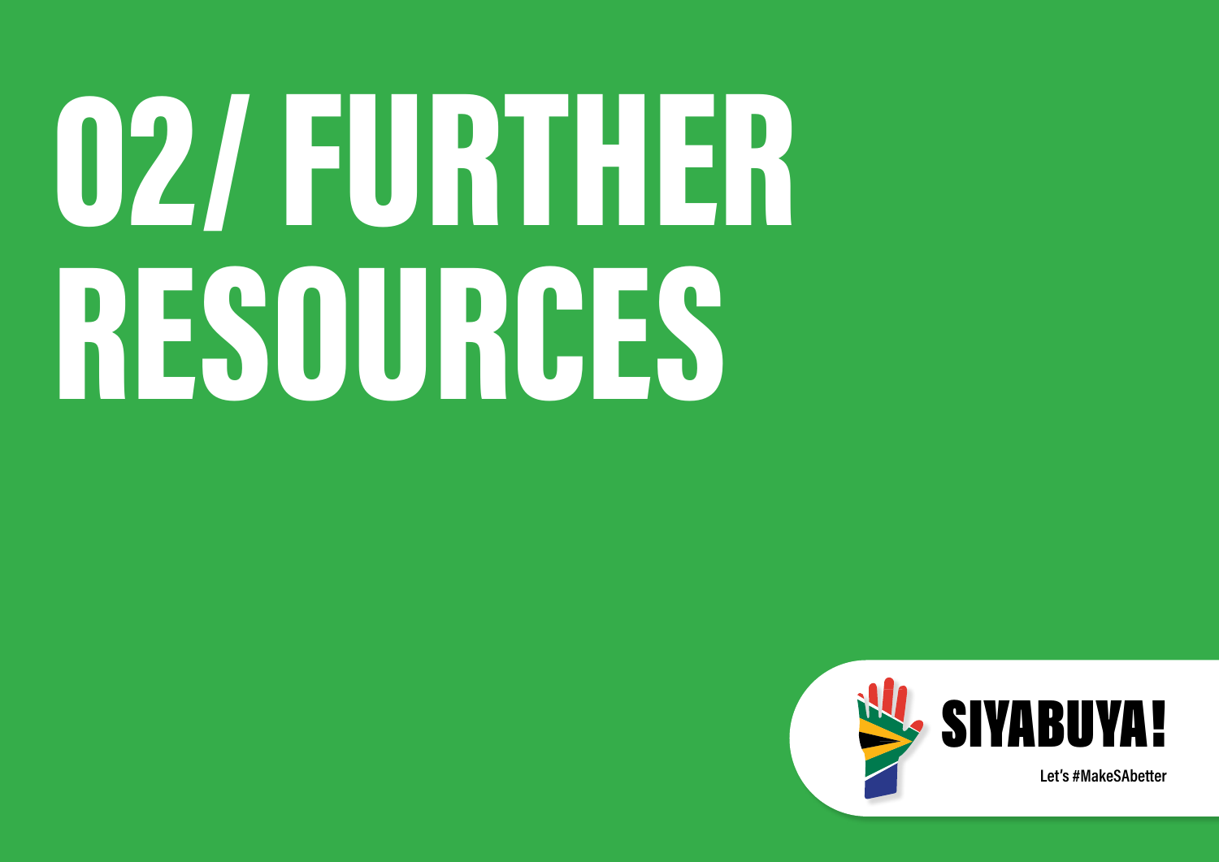# 02/ FURTHER RESOURCES

SIYABUYA!

Let's #MakeSAbetter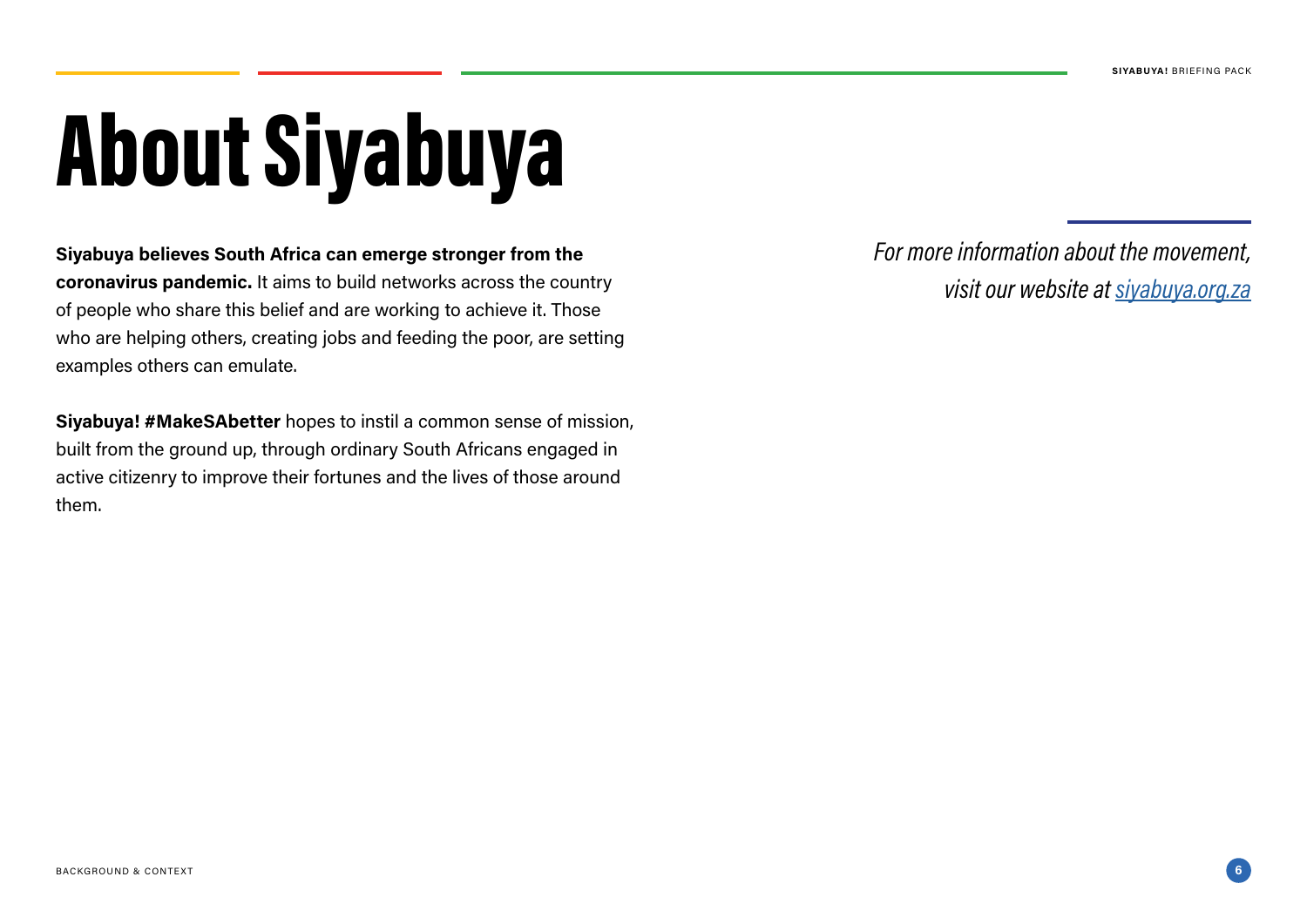# About Siyabuya

**Siyabuya believes South Africa can emerge stronger from the coronavirus pandemic.** It aims to build networks across the country of people who share this belief and are working to achieve it. Those who are helping others, creating jobs and feeding the poor, are setting examples others can emulate.

**Siyabuya! #MakeSAbetter** hopes to instil a common sense of mission, built from the ground up, through ordinary South Africans engaged in active citizenry to improve their fortunes and the lives of those around them.

*For more information about the movement, visit our website at [siyabuya.org.za](siyabuya.org.za)*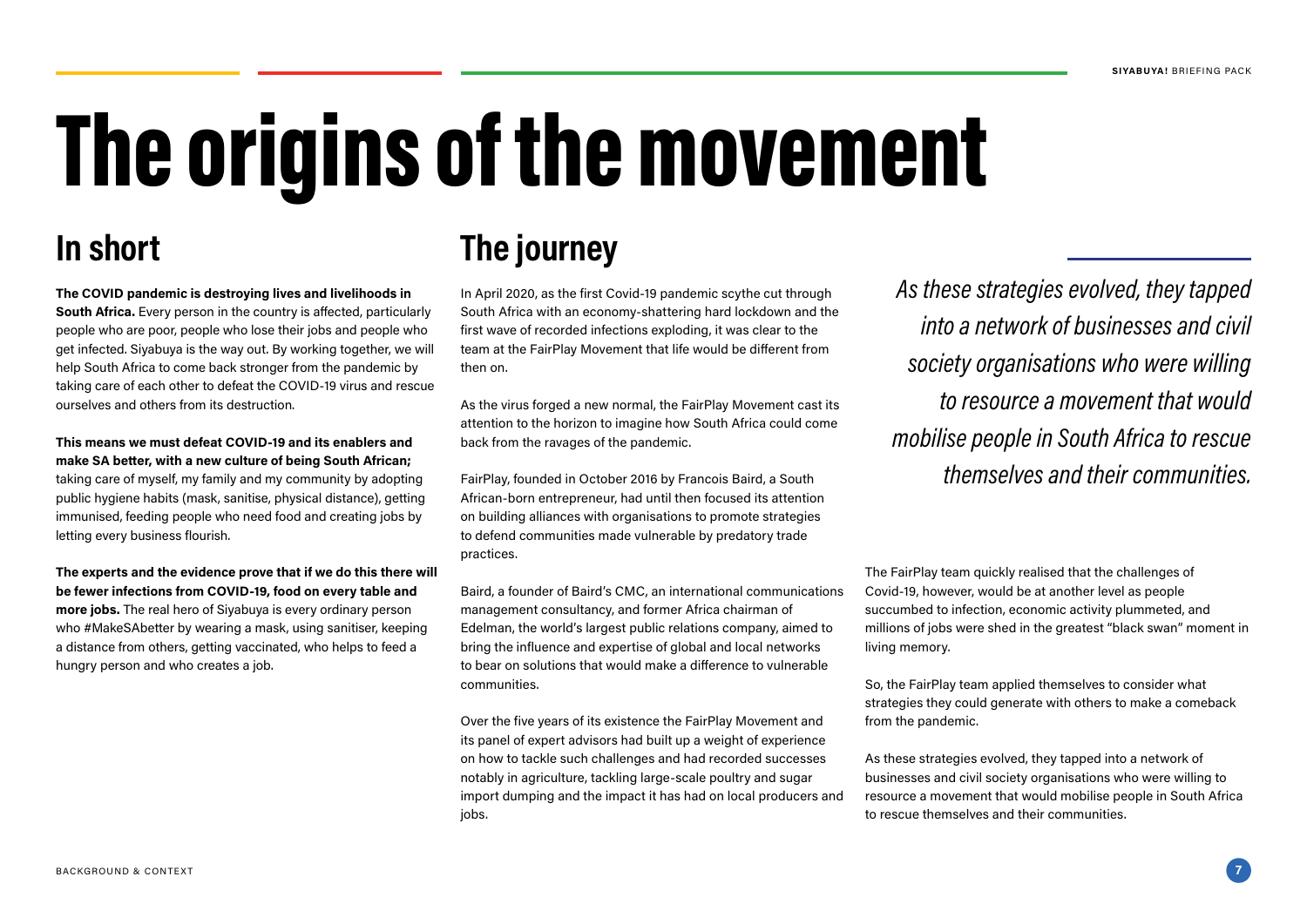# The origins of the movement

## In short

**The COVID pandemic is destroying lives and livelihoods in South Africa.** Every person in the country is affected, particularly people who are poor, people who lose their jobs and people who get infected. Siyabuya is the way out. By working together, we will help South Africa to come back stronger from the pandemic by taking care of each other to defeat the COVID-19 virus and rescue ourselves and others from its destruction.

**This means we must defeat COVID-19 and its enablers and make SA better, with a new culture of being South African;** taking care of myself, my family and my community by adopting public hygiene habits (mask, sanitise, physical distance), getting immunised, feeding people who need food and creating jobs by letting every business flourish.

**The experts and the evidence prove that if we do this there will be fewer infections from COVID-19, food on every table and more jobs.** The real hero of Siyabuya is every ordinary person who #MakeSAbetter by wearing a mask, using sanitiser, keeping a distance from others, getting vaccinated, who helps to feed a hungry person and who creates a job.

## The journey

In April 2020, as the first Covid-19 pandemic scythe cut through South Africa with an economy-shattering hard lockdown and the first wave of recorded infections exploding, it was clear to the team at the FairPlay Movement that life would be different from then on.

As the virus forged a new normal, the FairPlay Movement cast its attention to the horizon to imagine how South Africa could come back from the ravages of the pandemic.

FairPlay, founded in October 2016 by Francois Baird, a South African-born entrepreneur, had until then focused its attention on building alliances with organisations to promote strategies to defend communities made vulnerable by predatory trade practices.

Baird, a founder of Baird's CMC, an international communications management consultancy, and former Africa chairman of Edelman, the world's largest public relations company, aimed to bring the influence and expertise of global and local networks to bear on solutions that would make a difference to vulnerable communities.

Over the five years of its existence the FairPlay Movement and its panel of expert advisors had built up a weight of experience on how to tackle such challenges and had recorded successes notably in agriculture, tackling large-scale poultry and sugar import dumping and the impact it has had on local producers and jobs.

*As these strategies evolved, they tapped into a network of businesses and civil society organisations who were willing to resource a movement that would mobilise people in South Africa to rescue themselves and their communities.*

The FairPlay team quickly realised that the challenges of Covid-19, however, would be at another level as people succumbed to infection, economic activity plummeted, and millions of jobs were shed in the greatest "black swan" moment in living memory.

So, the FairPlay team applied themselves to consider what strategies they could generate with others to make a comeback from the pandemic.

As these strategies evolved, they tapped into a network of businesses and civil society organisations who were willing to resource a movement that would mobilise people in South Africa to rescue themselves and their communities.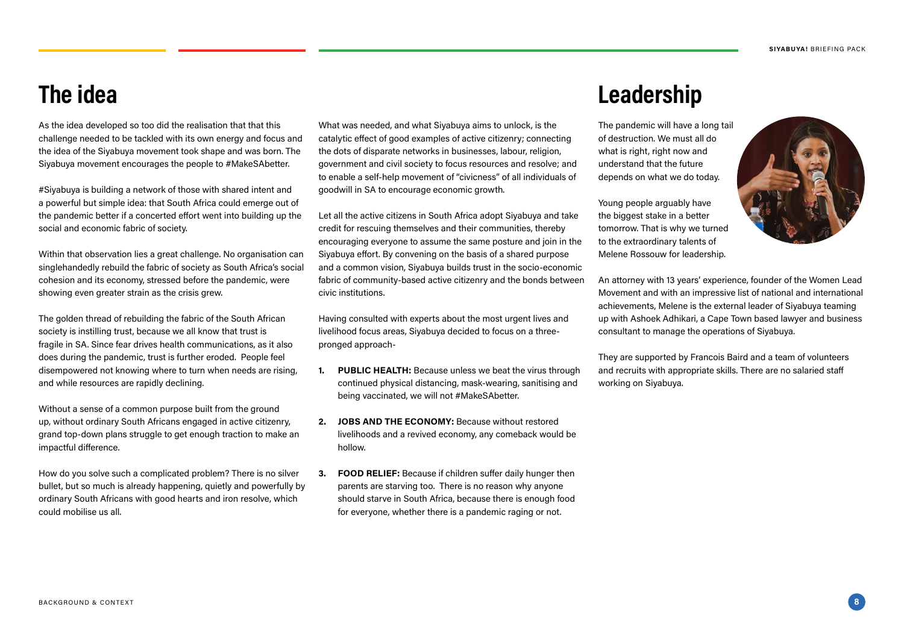# The idea

As the idea developed so too did the realisation that that this challenge needed to be tackled with its own energy and focus and the idea of the Siyabuya movement took shape and was born. The Siyabuya movement encourages the people to #MakeSAbetter.

#Siyabuya is building a network of those with shared intent and a powerful but simple idea: that South Africa could emerge out of the pandemic better if a concerted effort went into building up the social and economic fabric of society.

Within that observation lies a great challenge. No organisation can singlehandedly rebuild the fabric of society as South Africa's social cohesion and its economy, stressed before the pandemic, were showing even greater strain as the crisis grew.

The golden thread of rebuilding the fabric of the South African society is instilling trust, because we all know that trust is fragile in SA. Since fear drives health communications, as it also does during the pandemic, trust is further eroded. People feel disempowered not knowing where to turn when needs are rising, and while resources are rapidly declining.

Without a sense of a common purpose built from the ground up, without ordinary South Africans engaged in active citizenry, grand top-down plans struggle to get enough traction to make an impactful difference.

How do you solve such a complicated problem? There is no silver bullet, but so much is already happening, quietly and powerfully by ordinary South Africans with good hearts and iron resolve, which could mobilise us all.

What was needed, and what Siyabuya aims to unlock, is the catalytic effect of good examples of active citizenry; connecting the dots of disparate networks in businesses, labour, religion, government and civil society to focus resources and resolve; and to enable a self-help movement of "civicness" of all individuals of goodwill in SA to encourage economic growth.

Let all the active citizens in South Africa adopt Siyabuya and take credit for rescuing themselves and their communities, thereby encouraging everyone to assume the same posture and join in the Siyabuya effort. By convening on the basis of a shared purpose and a common vision, Siyabuya builds trust in the socio-economic fabric of community-based active citizenry and the bonds between civic institutions.

Having consulted with experts about the most urgent lives and livelihood focus areas, Siyabuya decided to focus on a three-pronged approach-

1. **PUBLIC HEALTH:** Because unless we beat the virus through continued physical distancing, mask-wearing, sanitising and being vaccinated, we will not #MakeSAbetter.
2. **JOBS AND THE ECONOMY:** Because without restored livelihoods and a revived economy, any comeback would be hollow.
3. **FOOD RELIEF:** Because if children suffer daily hunger then parents are starving too. There is no reason why anyone should starve in South Africa, because there is enough food for everyone, whether there is a pandemic raging or not.

# Leadership

The pandemic will have a long tail of destruction. We must all do what is right, right now and understand that the future depends on what we do today.

Young people arguably have the biggest stake in a better tomorrow. That is why we turned to the extraordinary talents of Melene Rossouw for leadership.

An attorney with 13 years' experience, founder of the Women Lead Movement and with an impressive list of national and international achievements, Melene is the external leader of Siyabuya teaming up with Ashoek Adhikari, a Cape Town based lawyer and business consultant to manage the operations of Siyabuya.

They are supported by Francois Baird and a team of volunteers and recruits with appropriate skills. There are no salaried staff working on Siyabuya.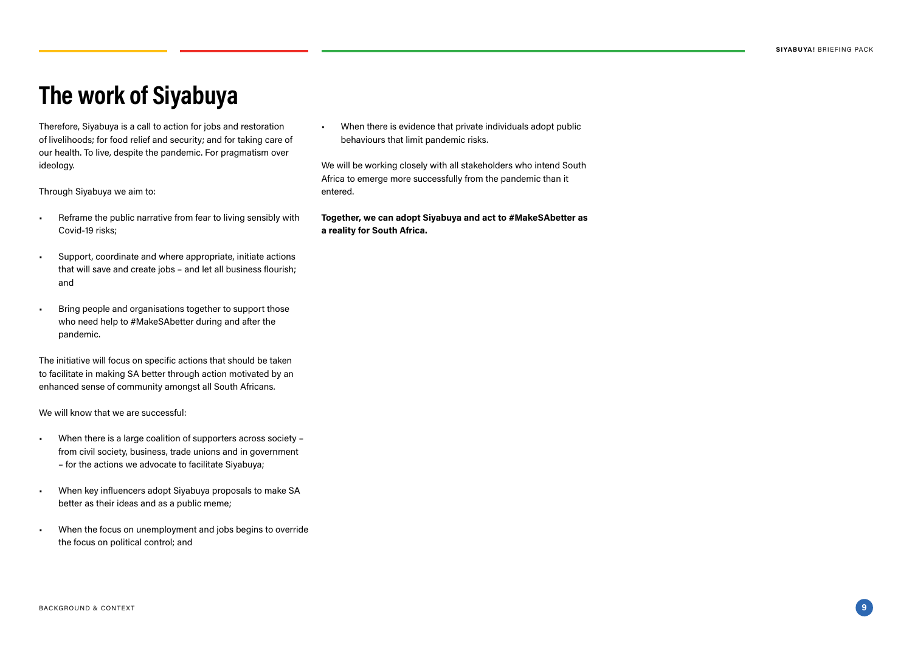# The work of Siyabuya

Therefore, Siyabuya is a call to action for jobs and restoration of livelihoods; for food relief and security; and for taking care of our health. To live, despite the pandemic. For pragmatism over ideology.

Through Siyabuya we aim to:

- Reframe the public narrative from fear to living sensibly with Covid-19 risks;
- Support, coordinate and where appropriate, initiate actions that will save and create jobs – and let all business flourish; and
- Bring people and organisations together to support those who need help to #MakeSAbetter during and after the pandemic.

The initiative will focus on specific actions that should be taken to facilitate in making SA better through action motivated by an enhanced sense of community amongst all South Africans.

We will know that we are successful:

- When there is a large coalition of supporters across society – from civil society, business, trade unions and in government – for the actions we advocate to facilitate Siyabuya;
- When key influencers adopt Siyabuya proposals to make SA better as their ideas and as a public meme;
- When the focus on unemployment and jobs begins to override the focus on political control; and
- When there is evidence that private individuals adopt public behaviours that limit pandemic risks.

We will be working closely with all stakeholders who intend South Africa to emerge more successfully from the pandemic than it entered.

**Together, we can adopt Siyabuya and act to #MakeSAbetter as a reality for South Africa.**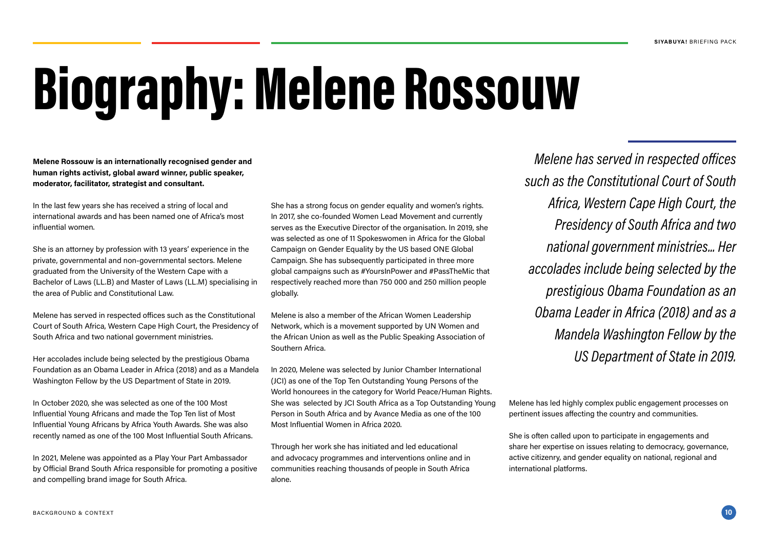# Biography: Melene Rossouw

**Melene Rossouw is an internationally recognised gender and human rights activist, global award winner, public speaker, moderator, facilitator, strategist and consultant.**

In the last few years she has received a string of local and international awards and has been named one of Africa's most influential women.

She is an attorney by profession with 13 years' experience in the private, governmental and non-governmental sectors. Melene graduated from the University of the Western Cape with a Bachelor of Laws (LL.B) and Master of Laws (LL.M) specialising in the area of Public and Constitutional Law.

Melene has served in respected offices such as the Constitutional Court of South Africa, Western Cape High Court, the Presidency of South Africa and two national government ministries.

Her accolades include being selected by the prestigious Obama Foundation as an Obama Leader in Africa (2018) and as a Mandela Washington Fellow by the US Department of State in 2019.

In October 2020, she was selected as one of the 100 Most Influential Young Africans and made the Top Ten list of Most Influential Young Africans by Africa Youth Awards. She was also recently named as one of the 100 Most Influential South Africans.

In 2021, Melene was appointed as a Play Your Part Ambassador by Official Brand South Africa responsible for promoting a positive and compelling brand image for South Africa.

She has a strong focus on gender equality and women's rights. In 2017, she co-founded Women Lead Movement and currently serves as the Executive Director of the organisation. In 2019, she was selected as one of 11 Spokeswomen in Africa for the Global Campaign on Gender Equality by the US based ONE Global Campaign. She has subsequently participated in three more global campaigns such as #YoursInPower and #PassTheMic that respectively reached more than 750 000 and 250 million people globally.

Melene is also a member of the African Women Leadership Network, which is a movement supported by UN Women and the African Union as well as the Public Speaking Association of Southern Africa.

In 2020, Melene was selected by Junior Chamber International (JCI) as one of the Top Ten Outstanding Young Persons of the World honourees in the category for World Peace/Human Rights. She was selected by JCI South Africa as a Top Outstanding Young Person in South Africa and by Avance Media as one of the 100 Most Influential Women in Africa 2020.

Through her work she has initiated and led educational and advocacy programmes and interventions online and in communities reaching thousands of people in South Africa alone.

*Melene has served in respected offices such as the Constitutional Court of South Africa, Western Cape High Court, the Presidency of South Africa and two national government ministries... Her accolades include being selected by the prestigious Obama Foundation as an Obama Leader in Africa (2018) and as a Mandela Washington Fellow by the US Department of State in 2019.*

Melene has led highly complex public engagement processes on pertinent issues affecting the country and communities.

She is often called upon to participate in engagements and share her expertise on issues relating to democracy, governance, active citizenry, and gender equality on national, regional and international platforms.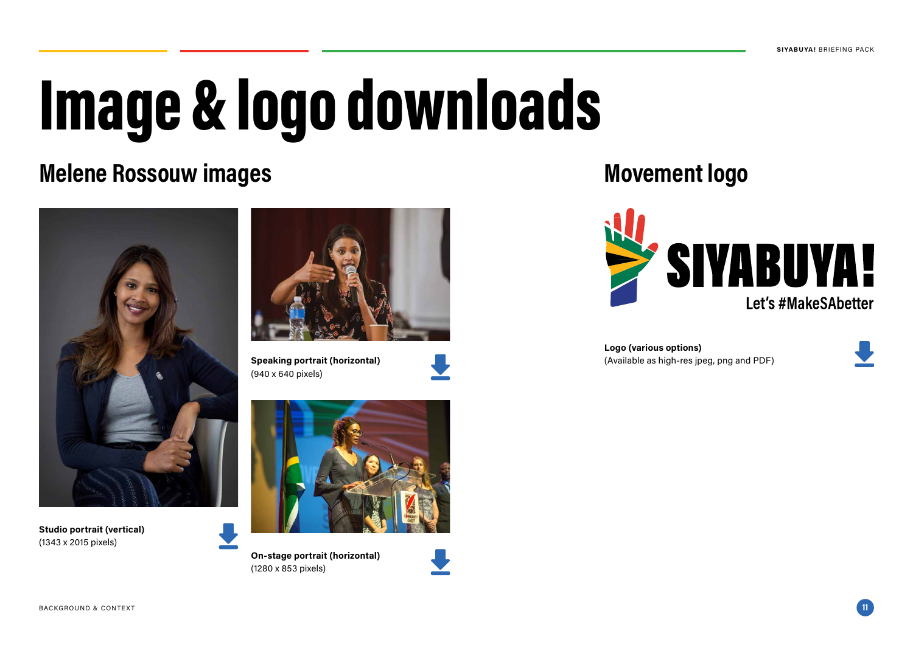# Image & logo downloads

## Melene Rossouw images

**Studio portrait (vertical)**
(1343 x 2015 pixels)

**Speaking portrait (horizontal)**
(940 x 640 pixels)

**On-stage portrait (horizontal)**
(1280 x 853 pixels)

## Movement logo

**Logo (various options)**
(Available as high-res jpeg, png and PDF)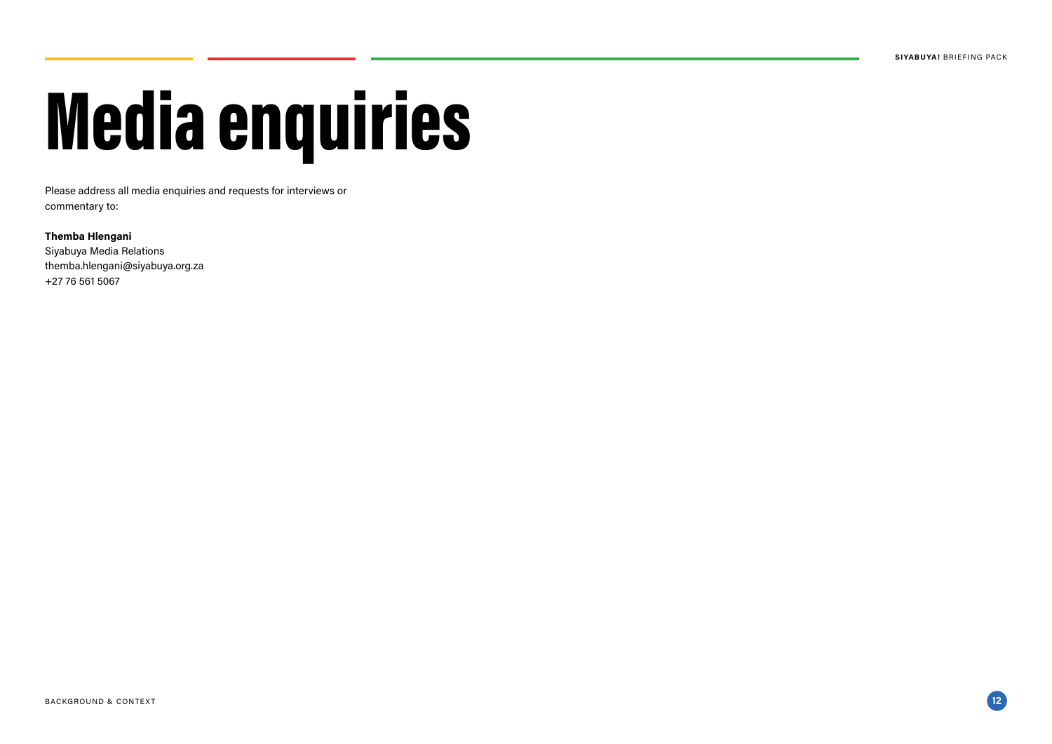# Media enquiries

Please address all media enquiries and requests for interviews or commentary to:

**Themba Hlengani**
Siyabuya Media Relations
themba.hlengani@siyabuya.org.za
+27 76 561 5067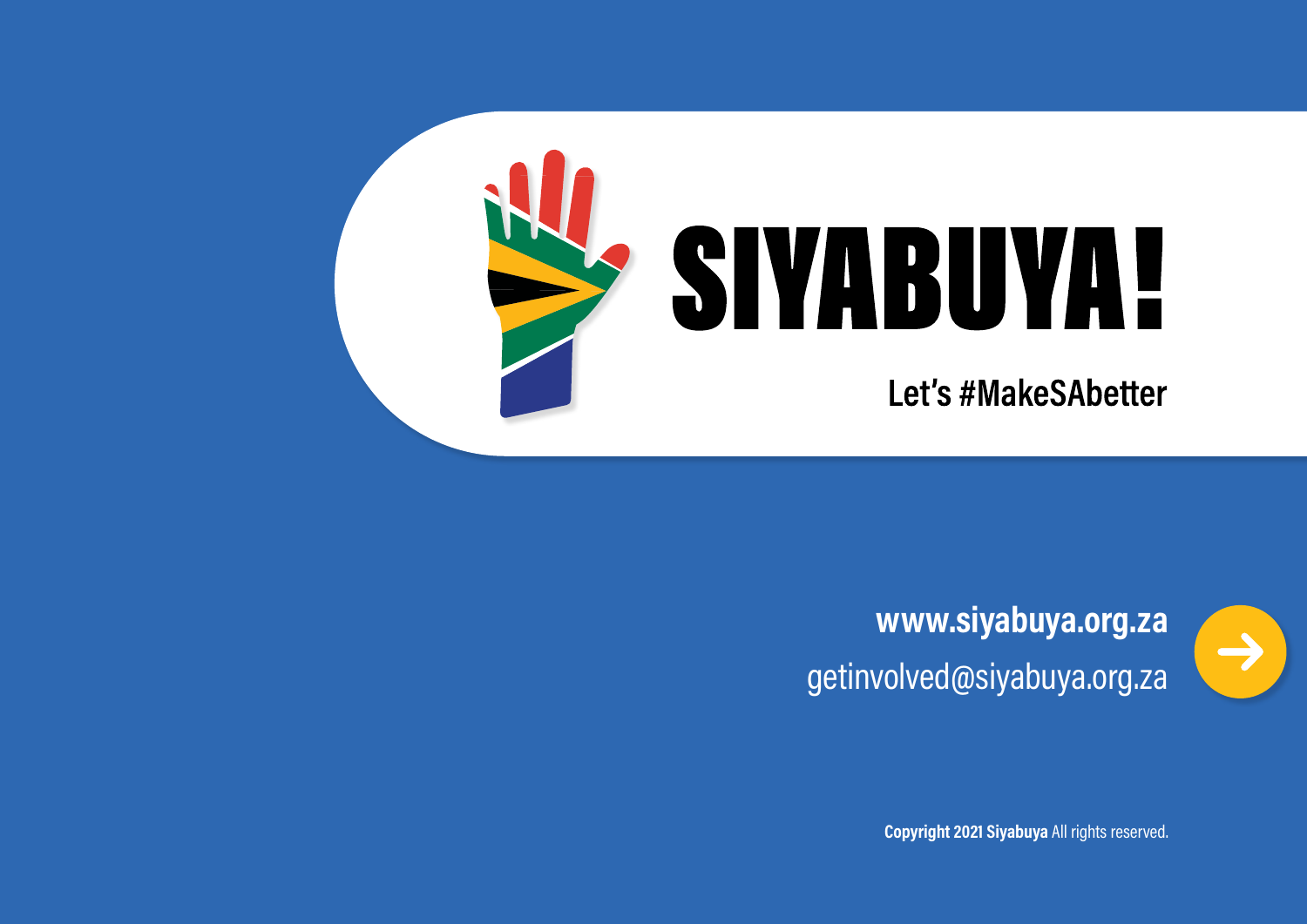# SIYABUYA!

**Let's #MakeSAbetter**

**www.siyabuya.org.za**

getinvolved@siyabuya.org.za

**Copyright 2021 Siyabuya** All rights reserved.